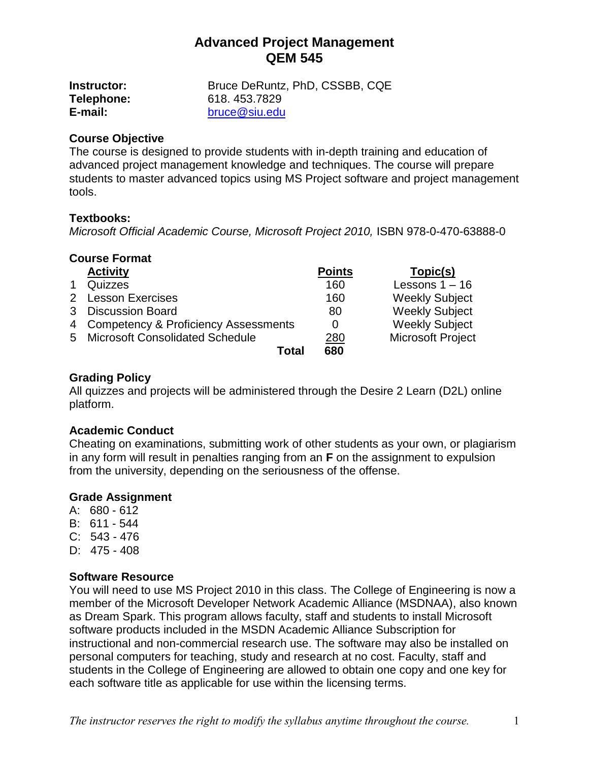# Advanced Project Management
# QEM 545

**Instructor:** Bruce DeRuntz, PhD, CSSBB, CQE
**Telephone:** 618. 453.7829
**E-mail:** bruce@siu.edu

### Course Objective

The course is designed to provide students with in-depth training and education of advanced project management knowledge and techniques. The course will prepare students to master advanced topics using MS Project software and project management tools.

### Textbooks:

*Microsoft Official Academic Course, Microsoft Project 2010,* ISBN 978-0-470-63888-0

### Course Format

| | Activity | Points | Topic(s) |
|---|---|---|---|
| 1 | Quizzes | 160 | Lessons 1 – 16 |
| 2 | Lesson Exercises | 160 | Weekly Subject |
| 3 | Discussion Board | 80 | Weekly Subject |
| 4 | Competency & Proficiency Assessments | 0 | Weekly Subject |
| 5 | Microsoft Consolidated Schedule | 280 | Microsoft Project |
| | **Total** | **680** | |

### Grading Policy

All quizzes and projects will be administered through the Desire 2 Learn (D2L) online platform.

### Academic Conduct

Cheating on examinations, submitting work of other students as your own, or plagiarism in any form will result in penalties ranging from an **F** on the assignment to expulsion from the university, depending on the seriousness of the offense.

### Grade Assignment

A: 680 - 612
B: 611 - 544
C: 543 - 476
D: 475 - 408

### Software Resource

You will need to use MS Project 2010 in this class. The College of Engineering is now a member of the Microsoft Developer Network Academic Alliance (MSDNAA), also known as Dream Spark. This program allows faculty, staff and students to install Microsoft software products included in the MSDN Academic Alliance Subscription for instructional and non-commercial research use. The software may also be installed on personal computers for teaching, study and research at no cost. Faculty, staff and students in the College of Engineering are allowed to obtain one copy and one key for each software title as applicable for use within the licensing terms.

*The instructor reserves the right to modify the syllabus anytime throughout the course.*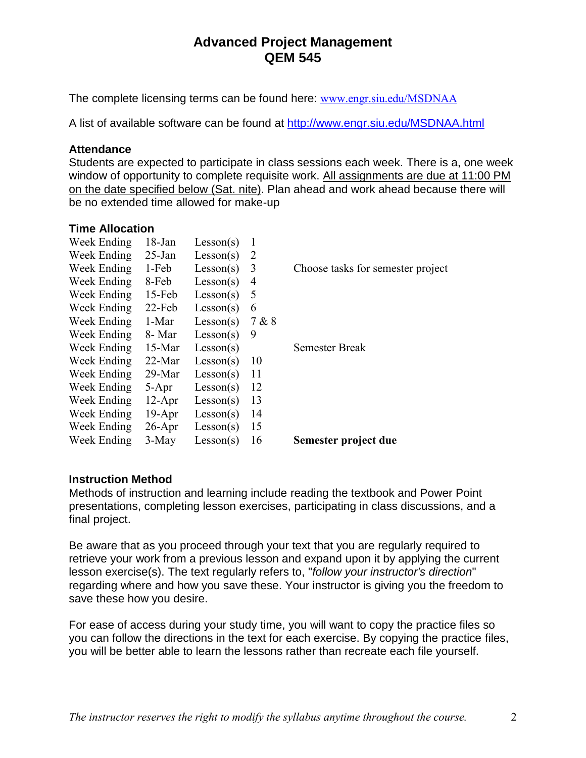# Advanced Project Management
# QEM 545

The complete licensing terms can be found here: www.engr.siu.edu/MSDNAA

A list of available software can be found at http://www.engr.siu.edu/MSDNAA.html

### Attendance

Students are expected to participate in class sessions each week. There is a, one week window of opportunity to complete requisite work. All assignments are due at 11:00 PM on the date specified below (Sat. nite). Plan ahead and work ahead because there will be no extended time allowed for make-up

### Time Allocation

| | | | | |
|---|---|---|---|---|
| Week Ending | 18-Jan | Lesson(s) | 1 | |
| Week Ending | 25-Jan | Lesson(s) | 2 | |
| Week Ending | 1-Feb | Lesson(s) | 3 | Choose tasks for semester project |
| Week Ending | 8-Feb | Lesson(s) | 4 | |
| Week Ending | 15-Feb | Lesson(s) | 5 | |
| Week Ending | 22-Feb | Lesson(s) | 6 | |
| Week Ending | 1-Mar | Lesson(s) | 7 & 8 | |
| Week Ending | 8- Mar | Lesson(s) | 9 | |
| Week Ending | 15-Mar | Lesson(s) | | Semester Break |
| Week Ending | 22-Mar | Lesson(s) | 10 | |
| Week Ending | 29-Mar | Lesson(s) | 11 | |
| Week Ending | 5-Apr | Lesson(s) | 12 | |
| Week Ending | 12-Apr | Lesson(s) | 13 | |
| Week Ending | 19-Apr | Lesson(s) | 14 | |
| Week Ending | 26-Apr | Lesson(s) | 15 | |
| Week Ending | 3-May | Lesson(s) | 16 | **Semester project due** |

### Instruction Method

Methods of instruction and learning include reading the textbook and Power Point presentations, completing lesson exercises, participating in class discussions, and a final project.

Be aware that as you proceed through your text that you are regularly required to retrieve your work from a previous lesson and expand upon it by applying the current lesson exercise(s). The text regularly refers to, "*follow your instructor's direction*" regarding where and how you save these. Your instructor is giving you the freedom to save these how you desire.

For ease of access during your study time, you will want to copy the practice files so you can follow the directions in the text for each exercise. By copying the practice files, you will be better able to learn the lessons rather than recreate each file yourself.

*The instructor reserves the right to modify the syllabus anytime throughout the course.*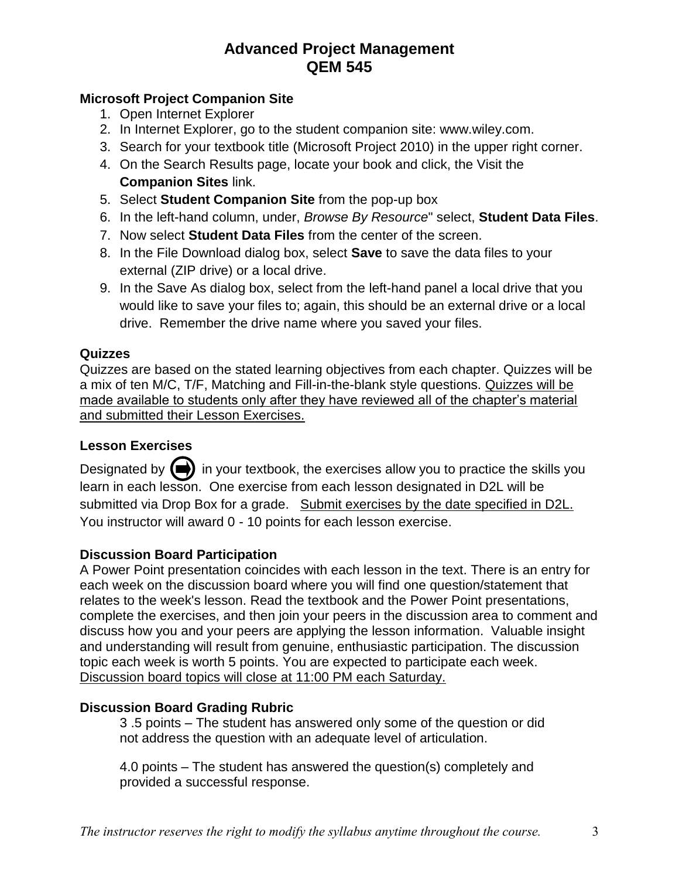# Advanced Project Management
# QEM 545

### Microsoft Project Companion Site

1. Open Internet Explorer
2. In Internet Explorer, go to the student companion site: www.wiley.com.
3. Search for your textbook title (Microsoft Project 2010) in the upper right corner.
4. On the Search Results page, locate your book and click, the Visit the **Companion Sites** link.
5. Select **Student Companion Site** from the pop-up box
6. In the left-hand column, under, *Browse By Resource*" select, **Student Data Files**.
7. Now select **Student Data Files** from the center of the screen.
8. In the File Download dialog box, select **Save** to save the data files to your external (ZIP drive) or a local drive.
9. In the Save As dialog box, select from the left-hand panel a local drive that you would like to save your files to; again, this should be an external drive or a local drive. Remember the drive name where you saved your files.

### Quizzes

Quizzes are based on the stated learning objectives from each chapter. Quizzes will be a mix of ten M/C, T/F, Matching and Fill-in-the-blank style questions. <u>Quizzes will be made available to students only after they have reviewed all of the chapter's material and submitted their Lesson Exercises.</u>

### Lesson Exercises

Designated by ➡ in your textbook, the exercises allow you to practice the skills you learn in each lesson. One exercise from each lesson designated in D2L will be submitted via Drop Box for a grade. <u>Submit exercises by the date specified in D2L.</u> You instructor will award 0 - 10 points for each lesson exercise.

### Discussion Board Participation

A Power Point presentation coincides with each lesson in the text. There is an entry for each week on the discussion board where you will find one question/statement that relates to the week's lesson. Read the textbook and the Power Point presentations, complete the exercises, and then join your peers in the discussion area to comment and discuss how you and your peers are applying the lesson information. Valuable insight and understanding will result from genuine, enthusiastic participation. The discussion topic each week is worth 5 points. You are expected to participate each week. <u>Discussion board topics will close at 11:00 PM each Saturday.</u>

### Discussion Board Grading Rubric

3 .5 points – The student has answered only some of the question or did not address the question with an adequate level of articulation.

4.0 points – The student has answered the question(s) completely and provided a successful response.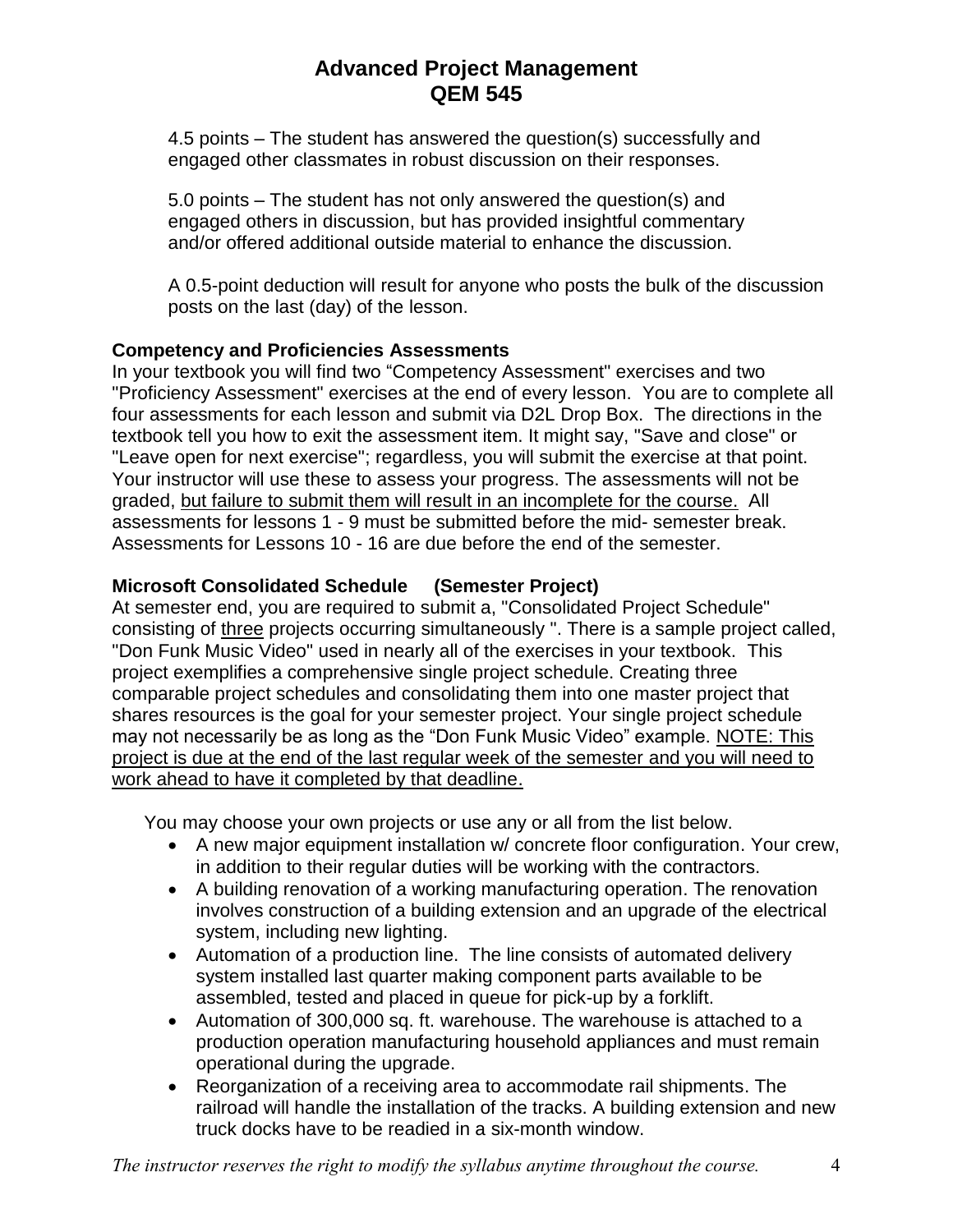4.5 points – The student has answered the question(s) successfully and engaged other classmates in robust discussion on their responses.

5.0 points – The student has not only answered the question(s) and engaged others in discussion, but has provided insightful commentary and/or offered additional outside material to enhance the discussion.

A 0.5-point deduction will result for anyone who posts the bulk of the discussion posts on the last (day) of the lesson.

**Competency and Proficiencies Assessments**

In your textbook you will find two "Competency Assessment" exercises and two "Proficiency Assessment" exercises at the end of every lesson. You are to complete all four assessments for each lesson and submit via D2L Drop Box. The directions in the textbook tell you how to exit the assessment item. It might say, "Save and close" or "Leave open for next exercise"; regardless, you will submit the exercise at that point. Your instructor will use these to assess your progress. The assessments will not be graded, <u>but failure to submit them will result in an incomplete for the course.</u> All assessments for lessons 1 - 9 must be submitted before the mid- semester break. Assessments for Lessons 10 - 16 are due before the end of the semester.

**Microsoft Consolidated Schedule (Semester Project)**

At semester end, you are required to submit a, "Consolidated Project Schedule" consisting of <u>three</u> projects occurring simultaneously ". There is a sample project called, "Don Funk Music Video" used in nearly all of the exercises in your textbook. This project exemplifies a comprehensive single project schedule. Creating three comparable project schedules and consolidating them into one master project that shares resources is the goal for your semester project. Your single project schedule may not necessarily be as long as the "Don Funk Music Video" example. <u>NOTE: This project is due at the end of the last regular week of the semester and you will need to work ahead to have it completed by that deadline.</u>

You may choose your own projects or use any or all from the list below.

- A new major equipment installation w/ concrete floor configuration. Your crew, in addition to their regular duties will be working with the contractors.
- A building renovation of a working manufacturing operation. The renovation involves construction of a building extension and an upgrade of the electrical system, including new lighting.
- Automation of a production line. The line consists of automated delivery system installed last quarter making component parts available to be assembled, tested and placed in queue for pick-up by a forklift.
- Automation of 300,000 sq. ft. warehouse. The warehouse is attached to a production operation manufacturing household appliances and must remain operational during the upgrade.
- Reorganization of a receiving area to accommodate rail shipments. The railroad will handle the installation of the tracks. A building extension and new truck docks have to be readied in a six-month window.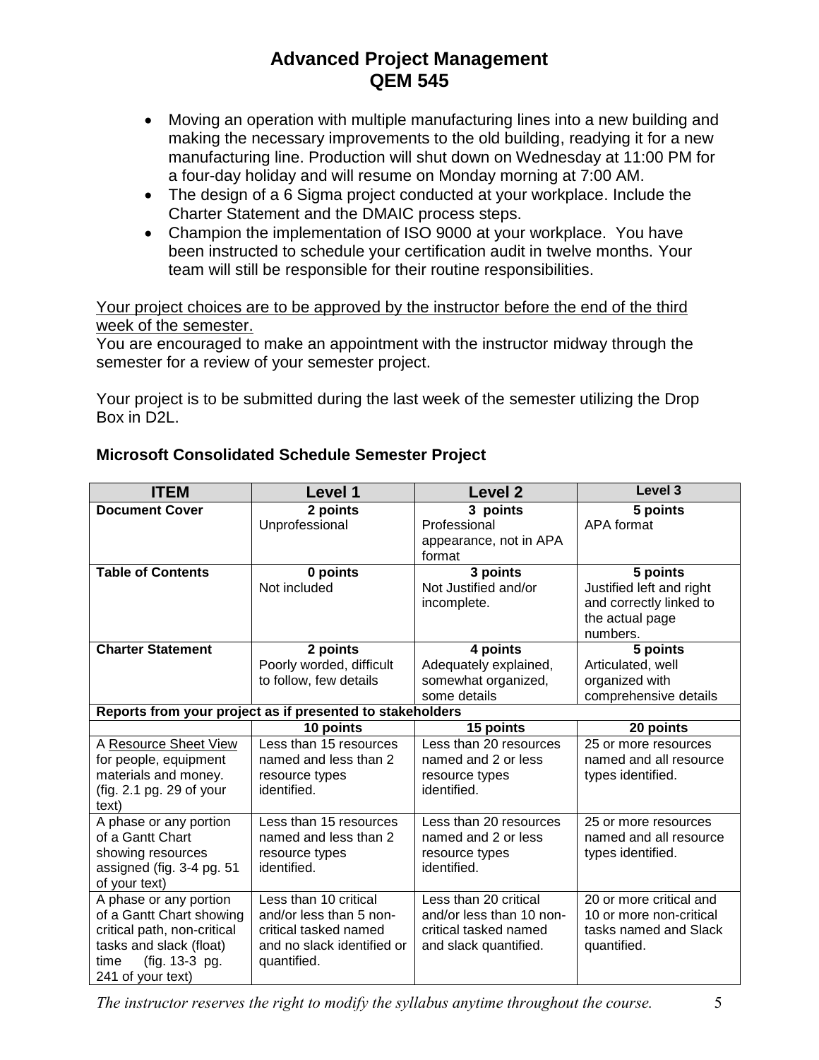# Advanced Project Management
# QEM 545

- Moving an operation with multiple manufacturing lines into a new building and making the necessary improvements to the old building, readying it for a new manufacturing line. Production will shut down on Wednesday at 11:00 PM for a four-day holiday and will resume on Monday morning at 7:00 AM.
- The design of a 6 Sigma project conducted at your workplace. Include the Charter Statement and the DMAIC process steps.
- Champion the implementation of ISO 9000 at your workplace. You have been instructed to schedule your certification audit in twelve months. Your team will still be responsible for their routine responsibilities.

Your project choices are to be approved by the instructor before the end of the third week of the semester.

You are encouraged to make an appointment with the instructor midway through the semester for a review of your semester project.

Your project is to be submitted during the last week of the semester utilizing the Drop Box in D2L.

### Microsoft Consolidated Schedule Semester Project

| ITEM | Level 1 | Level 2 | Level 3 |
|---|---|---|---|
| **Document Cover** | **2 points** Unprofessional | **3 points** Professional appearance, not in APA format | **5 points** APA format |
| **Table of Contents** | **0 points** Not included | **3 points** Not Justified and/or incomplete. | **5 points** Justified left and right and correctly linked to the actual page numbers. |
| **Charter Statement** | **2 points** Poorly worded, difficult to follow, few details | **4 points** Adequately explained, somewhat organized, some details | **5 points** Articulated, well organized with comprehensive details |
| **Reports from your project as if presented to stakeholders** | | | |
| | **10 points** | **15 points** | **20 points** |
| A Resource Sheet View for people, equipment materials and money. (fig. 2.1 pg. 29 of your text) | Less than 15 resources named and less than 2 resource types identified. | Less than 20 resources named and 2 or less resource types identified. | 25 or more resources named and all resource types identified. |
| A phase or any portion of a Gantt Chart showing resources assigned (fig. 3-4 pg. 51 of your text) | Less than 15 resources named and less than 2 resource types identified. | Less than 20 resources named and 2 or less resource types identified. | 25 or more resources named and all resource types identified. |
| A phase or any portion of a Gantt Chart showing critical path, non-critical tasks and slack (float) time (fig. 13-3 pg. 241 of your text) | Less than 10 critical and/or less than 5 non-critical tasked named and no slack identified or quantified. | Less than 20 critical and/or less than 10 non-critical tasked named and slack quantified. | 20 or more critical and 10 or more non-critical tasks named and Slack quantified. |

*The instructor reserves the right to modify the syllabus anytime throughout the course.*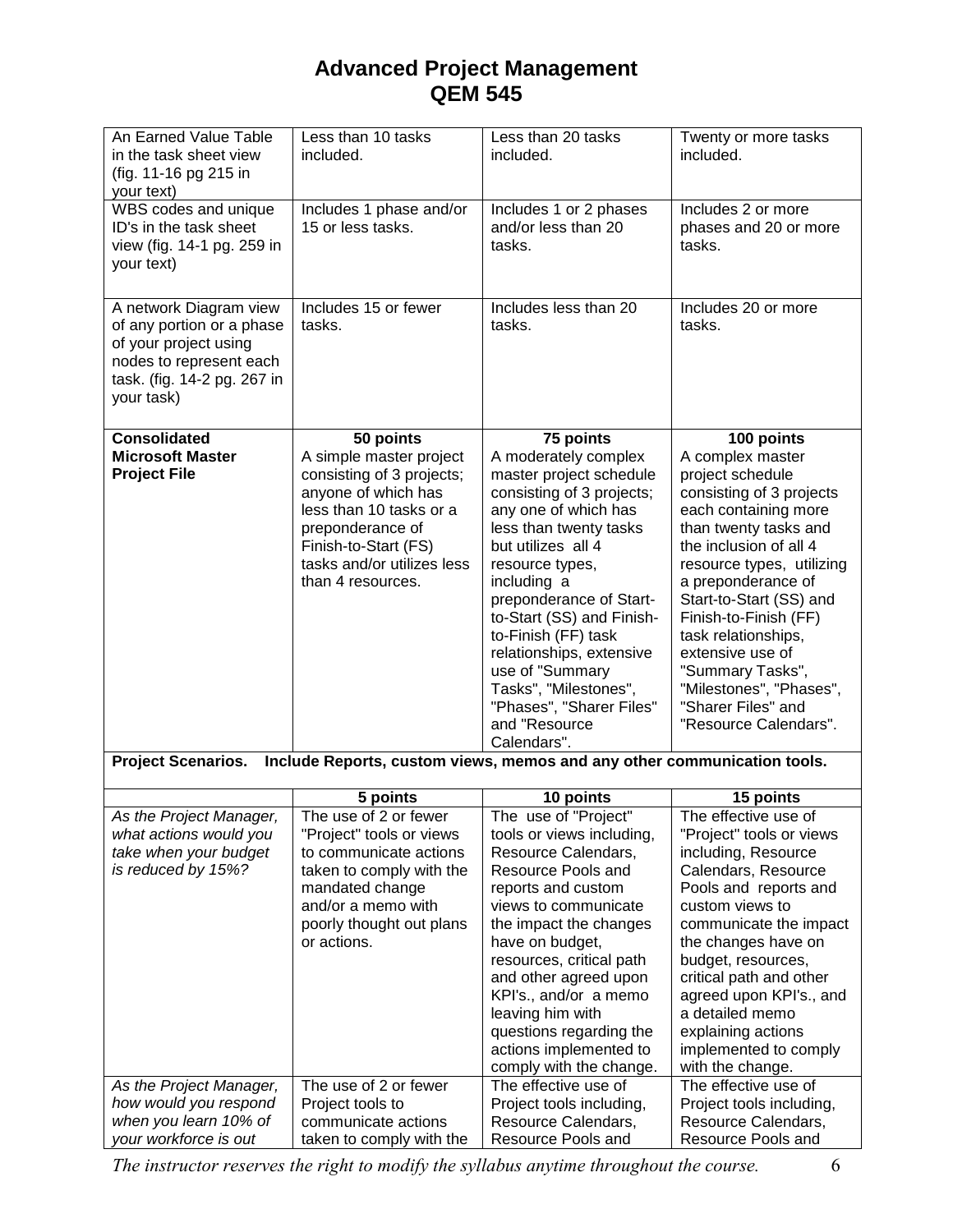# Advanced Project Management
# QEM 545

| | | | |
|---|---|---|---|
| An Earned Value Table in the task sheet view (fig. 11-16 pg 215 in your text) | Less than 10 tasks included. | Less than 20 tasks included. | Twenty or more tasks included. |
| WBS codes and unique ID's in the task sheet view (fig. 14-1 pg. 259 in your text) | Includes 1 phase and/or 15 or less tasks. | Includes 1 or 2 phases and/or less than 20 tasks. | Includes 2 or more phases and 20 or more tasks. |
| A network Diagram view of any portion or a phase of your project using nodes to represent each task. (fig. 14-2 pg. 267 in your task) | Includes 15 or fewer tasks. | Includes less than 20 tasks. | Includes 20 or more tasks. |
| **Consolidated Microsoft Master Project File** | **50 points** A simple master project consisting of 3 projects; anyone of which has less than 10 tasks or a preponderance of Finish-to-Start (FS) tasks and/or utilizes less than 4 resources. | **75 points** A moderately complex master project schedule consisting of 3 projects; any one of which has less than twenty tasks but utilizes all 4 resource types, including a preponderance of Start-to-Start (SS) and Finish-to-Finish (FF) task relationships, extensive use of "Summary Tasks", "Milestones", "Phases", "Sharer Files" and "Resource Calendars". | **100 points** A complex master project schedule consisting of 3 projects each containing more than twenty tasks and the inclusion of all 4 resource types, utilizing a preponderance of Start-to-Start (SS) and Finish-to-Finish (FF) task relationships, extensive use of "Summary Tasks", "Milestones", "Phases", "Sharer Files" and "Resource Calendars". |

**Project Scenarios. Include Reports, custom views, memos and any other communication tools.**

| | 5 points | 10 points | 15 points |
|---|---|---|---|
| *As the Project Manager, what actions would you take when your budget is reduced by 15%?* | The use of 2 or fewer "Project" tools or views to communicate actions taken to comply with the mandated change and/or a memo with poorly thought out plans or actions. | The use of "Project" tools or views including, Resource Calendars, Resource Pools and reports and custom views to communicate the impact the changes have on budget, resources, critical path and other agreed upon KPI's., and/or a memo leaving him with questions regarding the actions implemented to comply with the change. | The effective use of "Project" tools or views including, Resource Calendars, Resource Pools and reports and custom views to communicate the impact the changes have on budget, resources, critical path and other agreed upon KPI's., and a detailed memo explaining actions implemented to comply with the change. |
| *As the Project Manager, how would you respond when you learn 10% of your workforce is out* | The use of 2 or fewer Project tools to communicate actions taken to comply with the | The effective use of Project tools including, Resource Calendars, Resource Pools and | The effective use of Project tools including, Resource Calendars, Resource Pools and |

*The instructor reserves the right to modify the syllabus anytime throughout the course.*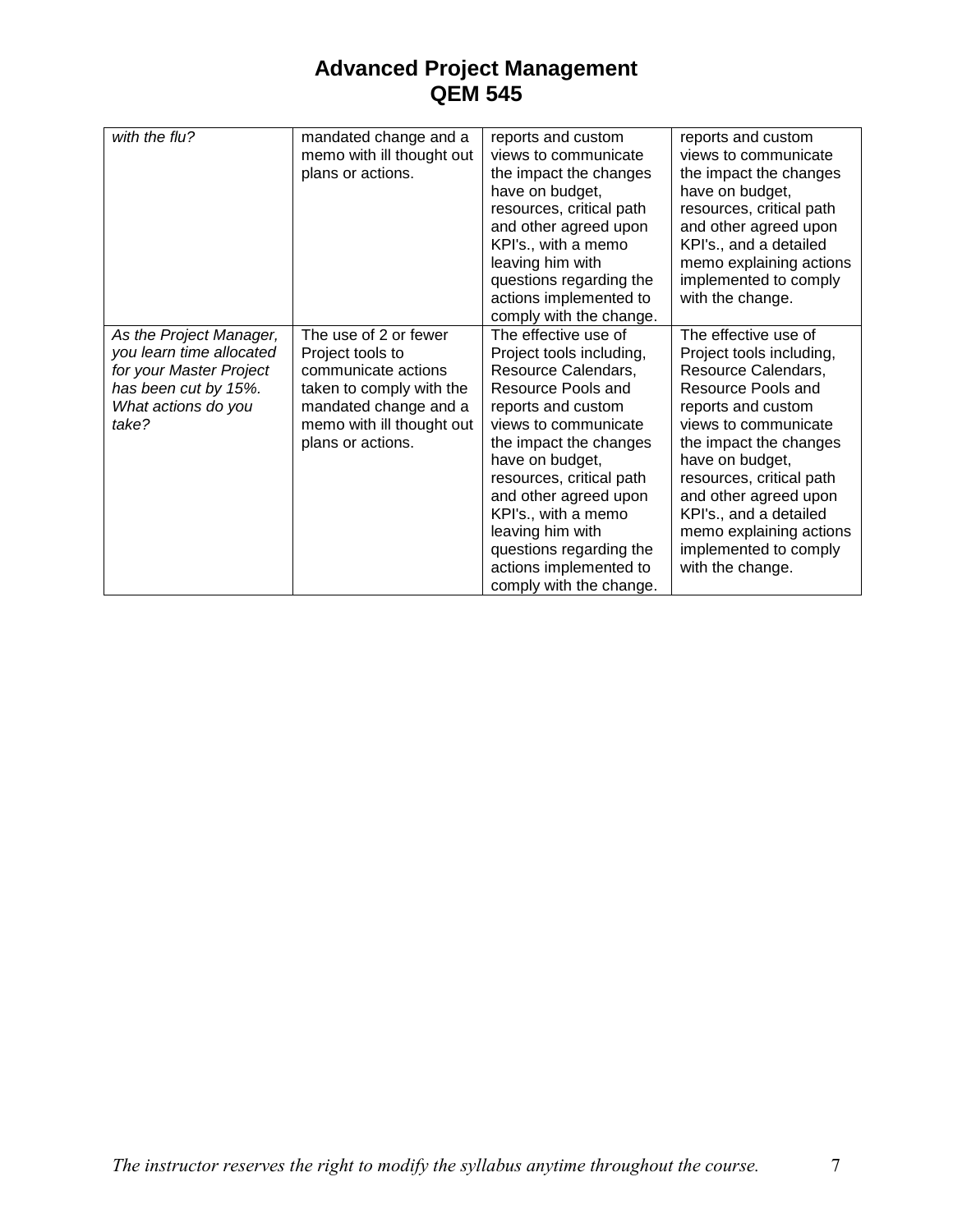| *with the flu?* | mandated change and a memo with ill thought out plans or actions. | reports and custom views to communicate the impact the changes have on budget, resources, critical path and other agreed upon KPI's., with a memo leaving him with questions regarding the actions implemented to comply with the change. | reports and custom views to communicate the impact the changes have on budget, resources, critical path and other agreed upon KPI's., and a detailed memo explaining actions implemented to comply with the change. |
|---|---|---|---|
| *As the Project Manager, you learn time allocated for your Master Project has been cut by 15%. What actions do you take?* | The use of 2 or fewer Project tools to communicate actions taken to comply with the mandated change and a memo with ill thought out plans or actions. | The effective use of Project tools including, Resource Calendars, Resource Pools and reports and custom views to communicate the impact the changes have on budget, resources, critical path and other agreed upon KPI's., with a memo leaving him with questions regarding the actions implemented to comply with the change. | The effective use of Project tools including, Resource Calendars, Resource Pools and reports and custom views to communicate the impact the changes have on budget, resources, critical path and other agreed upon KPI's., and a detailed memo explaining actions implemented to comply with the change. |

*The instructor reserves the right to modify the syllabus anytime throughout the course.*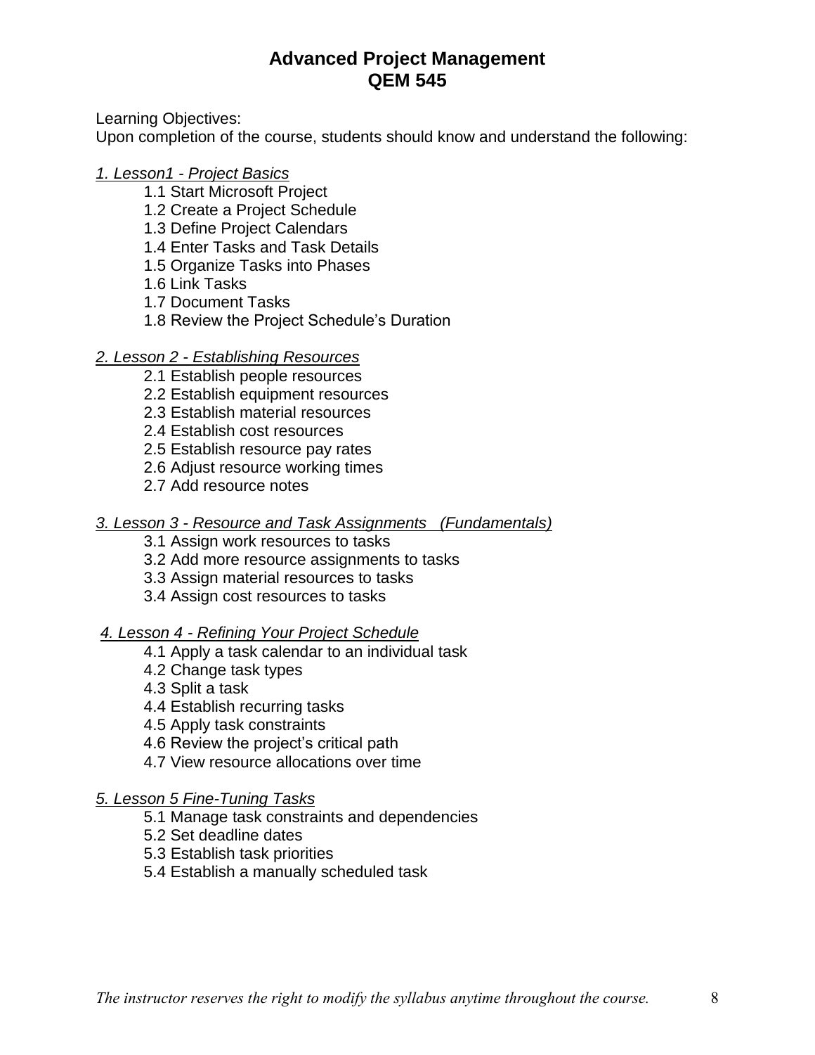# Advanced Project Management
# QEM 545

Learning Objectives:
Upon completion of the course, students should know and understand the following:

*1. Lesson1 - Project Basics*

- 1.1 Start Microsoft Project
- 1.2 Create a Project Schedule
- 1.3 Define Project Calendars
- 1.4 Enter Tasks and Task Details
- 1.5 Organize Tasks into Phases
- 1.6 Link Tasks
- 1.7 Document Tasks
- 1.8 Review the Project Schedule's Duration

*2. Lesson 2 - Establishing Resources*

- 2.1 Establish people resources
- 2.2 Establish equipment resources
- 2.3 Establish material resources
- 2.4 Establish cost resources
- 2.5 Establish resource pay rates
- 2.6 Adjust resource working times
- 2.7 Add resource notes

*3. Lesson 3 - Resource and Task Assignments (Fundamentals)*

- 3.1 Assign work resources to tasks
- 3.2 Add more resource assignments to tasks
- 3.3 Assign material resources to tasks
- 3.4 Assign cost resources to tasks

*4. Lesson 4 - Refining Your Project Schedule*

- 4.1 Apply a task calendar to an individual task
- 4.2 Change task types
- 4.3 Split a task
- 4.4 Establish recurring tasks
- 4.5 Apply task constraints
- 4.6 Review the project's critical path
- 4.7 View resource allocations over time

*5. Lesson 5 Fine-Tuning Tasks*

- 5.1 Manage task constraints and dependencies
- 5.2 Set deadline dates
- 5.3 Establish task priorities
- 5.4 Establish a manually scheduled task

*The instructor reserves the right to modify the syllabus anytime throughout the course.*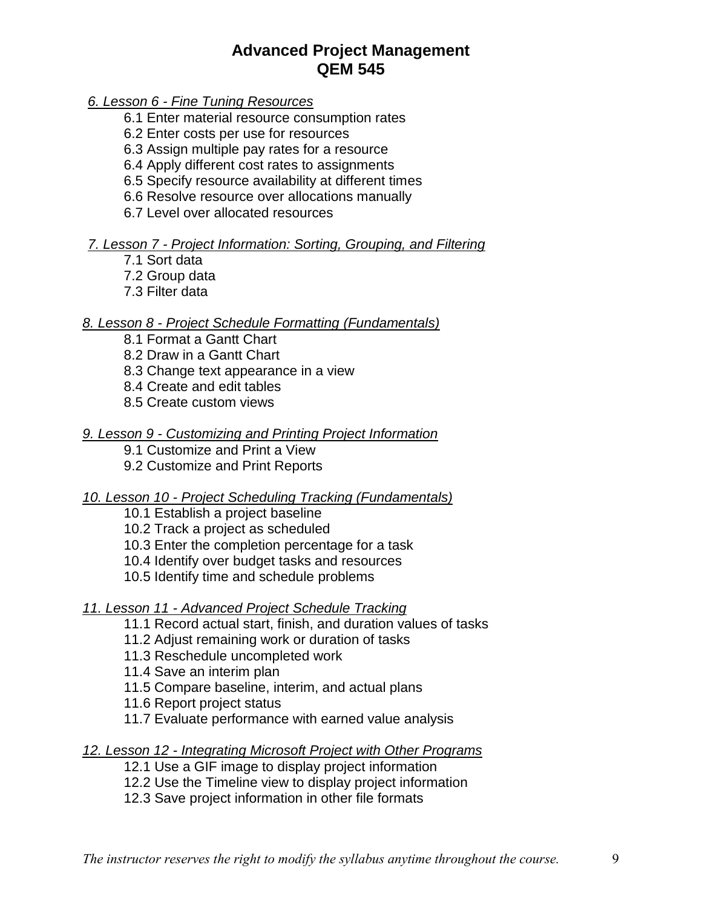# Advanced Project Management
# QEM 545

*6. Lesson 6 - Fine Tuning Resources*

- 6.1 Enter material resource consumption rates
- 6.2 Enter costs per use for resources
- 6.3 Assign multiple pay rates for a resource
- 6.4 Apply different cost rates to assignments
- 6.5 Specify resource availability at different times
- 6.6 Resolve resource over allocations manually
- 6.7 Level over allocated resources

*7. Lesson 7 - Project Information: Sorting, Grouping, and Filtering*

- 7.1 Sort data
- 7.2 Group data
- 7.3 Filter data

*8. Lesson 8 - Project Schedule Formatting (Fundamentals)*

- 8.1 Format a Gantt Chart
- 8.2 Draw in a Gantt Chart
- 8.3 Change text appearance in a view
- 8.4 Create and edit tables
- 8.5 Create custom views

*9. Lesson 9 - Customizing and Printing Project Information*

- 9.1 Customize and Print a View
- 9.2 Customize and Print Reports

*10. Lesson 10 - Project Scheduling Tracking (Fundamentals)*

- 10.1 Establish a project baseline
- 10.2 Track a project as scheduled
- 10.3 Enter the completion percentage for a task
- 10.4 Identify over budget tasks and resources
- 10.5 Identify time and schedule problems

*11. Lesson 11 - Advanced Project Schedule Tracking*

- 11.1 Record actual start, finish, and duration values of tasks
- 11.2 Adjust remaining work or duration of tasks
- 11.3 Reschedule uncompleted work
- 11.4 Save an interim plan
- 11.5 Compare baseline, interim, and actual plans
- 11.6 Report project status
- 11.7 Evaluate performance with earned value analysis

*12. Lesson 12 - Integrating Microsoft Project with Other Programs*

- 12.1 Use a GIF image to display project information
- 12.2 Use the Timeline view to display project information
- 12.3 Save project information in other file formats

*The instructor reserves the right to modify the syllabus anytime throughout the course.*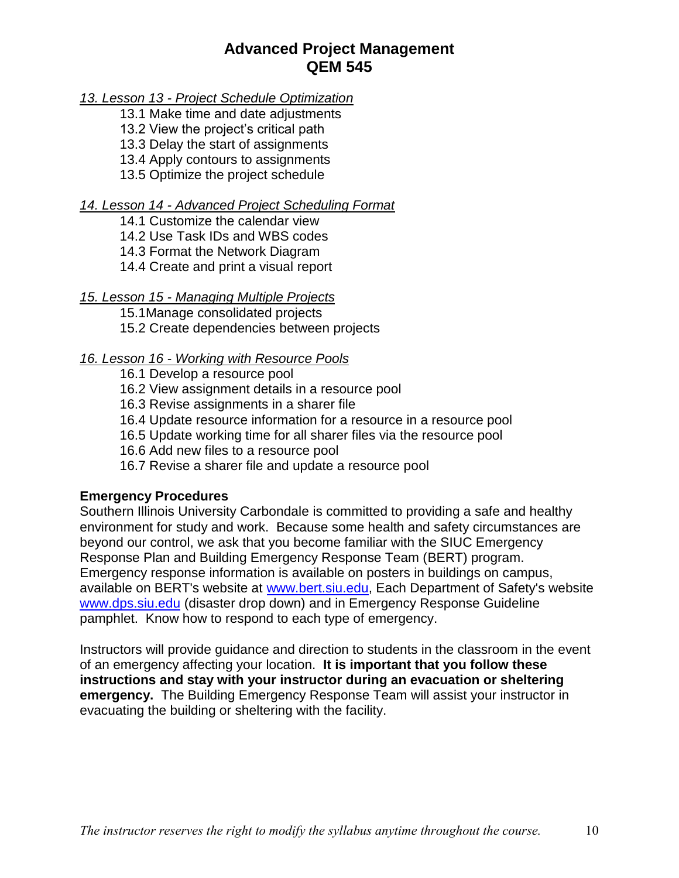# Advanced Project Management
# QEM 545

*13. Lesson 13 - Project Schedule Optimization*

13.1 Make time and date adjustments
13.2 View the project's critical path
13.3 Delay the start of assignments
13.4 Apply contours to assignments
13.5 Optimize the project schedule

*14. Lesson 14 - Advanced Project Scheduling Format*

14.1 Customize the calendar view
14.2 Use Task IDs and WBS codes
14.3 Format the Network Diagram
14.4 Create and print a visual report

*15. Lesson 15 - Managing Multiple Projects*

15.1Manage consolidated projects
15.2 Create dependencies between projects

*16. Lesson 16 - Working with Resource Pools*

16.1 Develop a resource pool
16.2 View assignment details in a resource pool
16.3 Revise assignments in a sharer file
16.4 Update resource information for a resource in a resource pool
16.5 Update working time for all sharer files via the resource pool
16.6 Add new files to a resource pool
16.7 Revise a sharer file and update a resource pool

**Emergency Procedures**

Southern Illinois University Carbondale is committed to providing a safe and healthy environment for study and work. Because some health and safety circumstances are beyond our control, we ask that you become familiar with the SIUC Emergency Response Plan and Building Emergency Response Team (BERT) program. Emergency response information is available on posters in buildings on campus, available on BERT's website at www.bert.siu.edu, Each Department of Safety's website www.dps.siu.edu (disaster drop down) and in Emergency Response Guideline pamphlet. Know how to respond to each type of emergency.

Instructors will provide guidance and direction to students in the classroom in the event of an emergency affecting your location. **It is important that you follow these instructions and stay with your instructor during an evacuation or sheltering emergency.** The Building Emergency Response Team will assist your instructor in evacuating the building or sheltering with the facility.

*The instructor reserves the right to modify the syllabus anytime throughout the course.*